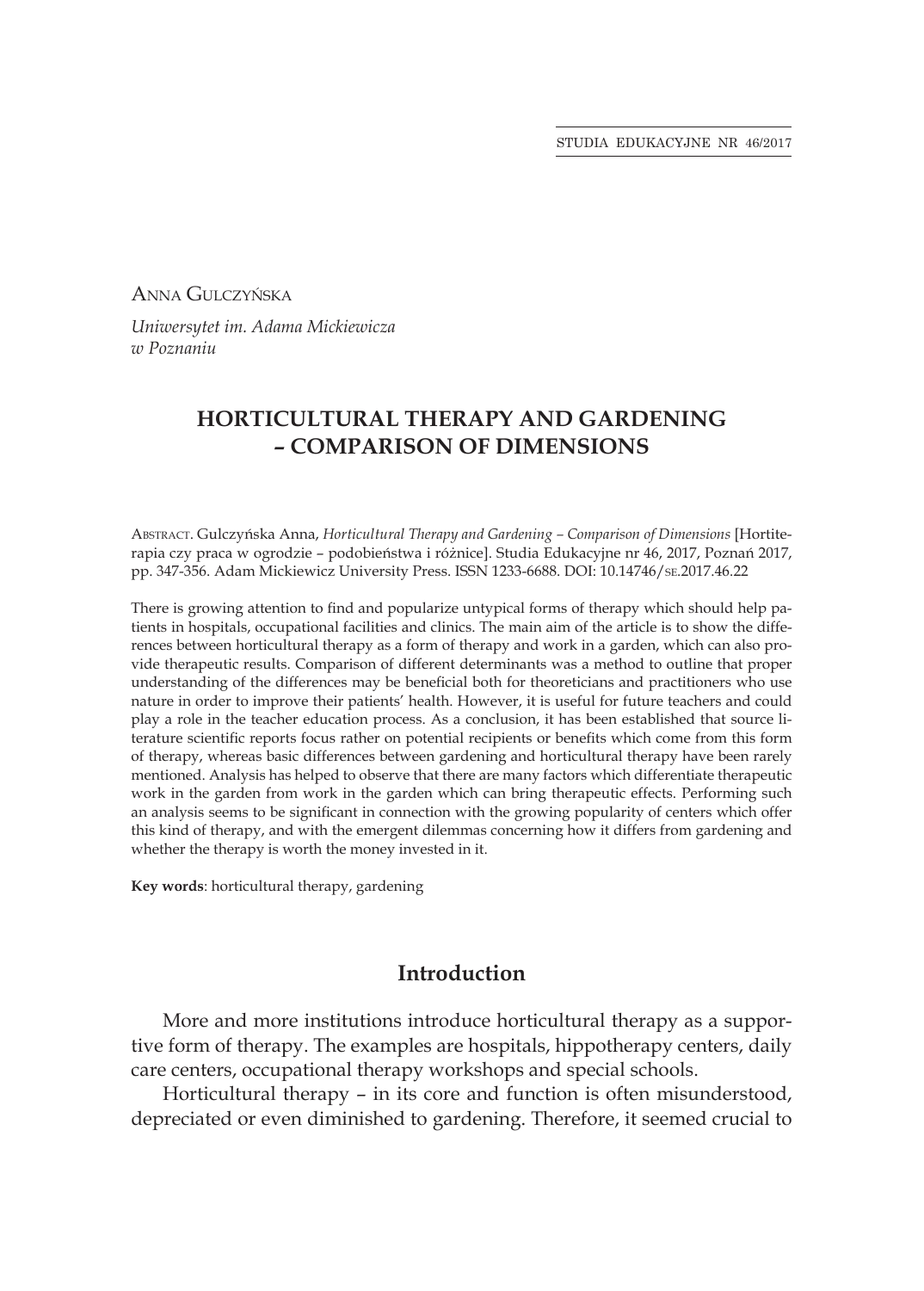Anna Gulczyńska

*Uniwersytet im. Adama Mickiewicza w Poznaniu*

# HORTICULTURAL THERAPY AND GARDENING – COMPARISON OF DIMENSIONS

Abstract. Gulczyńska Anna, *Horticultural Therapy and Gardening – Comparison of Dimensions* [Hortiterapia czy praca w ogrodzie – podobieństwa i różnice]. Studia Edukacyjne nr 46, 2017, Poznań 2017, pp. 347-356. Adam Mickiewicz University Press. ISSN 1233-6688. DOI: 10.14746/se.2017.46.22

There is growing attention to find and popularize untypical forms of therapy which should help patients in hospitals, occupational facilities and clinics. The main aim of the article is to show the differences between horticultural therapy as a form of therapy and work in a garden, which can also provide therapeutic results. Comparison of different determinants was a method to outline that proper understanding of the differences may be beneficial both for theoreticians and practitioners who use nature in order to improve their patients' health. However, it is useful for future teachers and could play a role in the teacher education process. As a conclusion, it has been established that source literature scientific reports focus rather on potential recipients or benefits which come from this form of therapy, whereas basic differences between gardening and horticultural therapy have been rarely mentioned. Analysis has helped to observe that there are many factors which differentiate therapeutic work in the garden from work in the garden which can bring therapeutic effects. Performing such an analysis seems to be significant in connection with the growing popularity of centers which offer this kind of therapy, and with the emergent dilemmas concerning how it differs from gardening and whether the therapy is worth the money invested in it.

**Key words**: horticultural therapy, gardening

## Introduction

More and more institutions introduce horticultural therapy as a supportive form of therapy. The examples are hospitals, hippotherapy centers, daily care centers, occupational therapy workshops and special schools.

Horticultural therapy – in its core and function is often misunderstood, depreciated or even diminished to gardening. Therefore, it seemed crucial to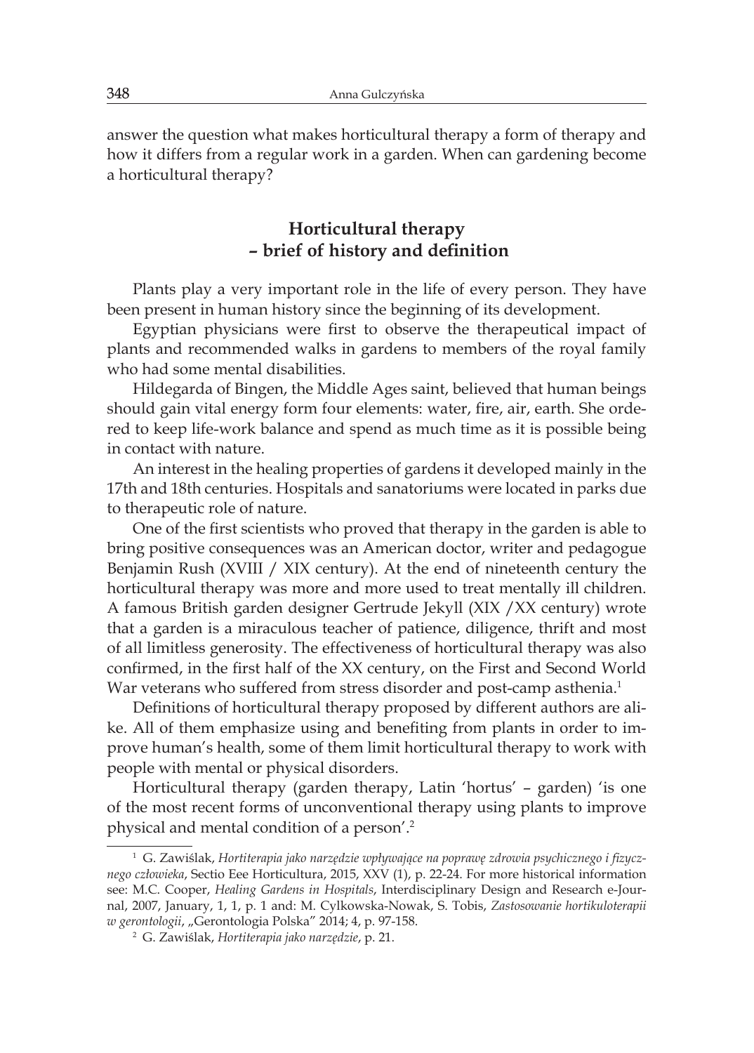answer the question what makes horticultural therapy a form of therapy and how it differs from a regular work in a garden. When can gardening become a horticultural therapy?

## Horticultural therapy – brief of history and definition

Plants play a very important role in the life of every person. They have been present in human history since the beginning of its development.

Egyptian physicians were first to observe the therapeutical impact of plants and recommended walks in gardens to members of the royal family who had some mental disabilities.

Hildegarda of Bingen, the Middle Ages saint, believed that human beings should gain vital energy form four elements: water, fire, air, earth. She ordered to keep life-work balance and spend as much time as it is possible being in contact with nature.

An interest in the healing properties of gardens it developed mainly in the 17th and 18th centuries. Hospitals and sanatoriums were located in parks due to therapeutic role of nature.

One of the first scientists who proved that therapy in the garden is able to bring positive consequences was an American doctor, writer and pedagogue Benjamin Rush (XVIII / XIX century). At the end of nineteenth century the horticultural therapy was more and more used to treat mentally ill children. A famous British garden designer Gertrude Jekyll (XIX /XX century) wrote that a garden is a miraculous teacher of patience, diligence, thrift and most of all limitless generosity. The effectiveness of horticultural therapy was also confirmed, in the first half of the XX century, on the First and Second World War veterans who suffered from stress disorder and post-camp asthenia.[1]

Definitions of horticultural therapy proposed by different authors are alike. All of them emphasize using and benefiting from plants in order to improve human's health, some of them limit horticultural therapy to work with people with mental or physical disorders.

Horticultural therapy (garden therapy, Latin 'hortus' – garden) 'is one of the most recent forms of unconventional therapy using plants to improve physical and mental condition of a person'.[2]

---

[1] G. Zawiślak, *Hortiterapia jako narzędzie wpływające na poprawę zdrowia psychicznego i fizycznego człowieka*, Sectio Eee Horticultura, 2015, XXV (1), p. 22-24. For more historical information see: M.C. Cooper, *Healing Gardens in Hospitals*, Interdisciplinary Design and Research e-Journal, 2007, January, 1, 1, p. 1 and: M. Cylkowska-Nowak, S. Tobis, *Zastosowanie hortikuloterapii w gerontologii*, „Gerontologia Polska" 2014; 4, p. 97-158.

[2] G. Zawiślak, *Hortiterapia jako narzędzie*, p. 21.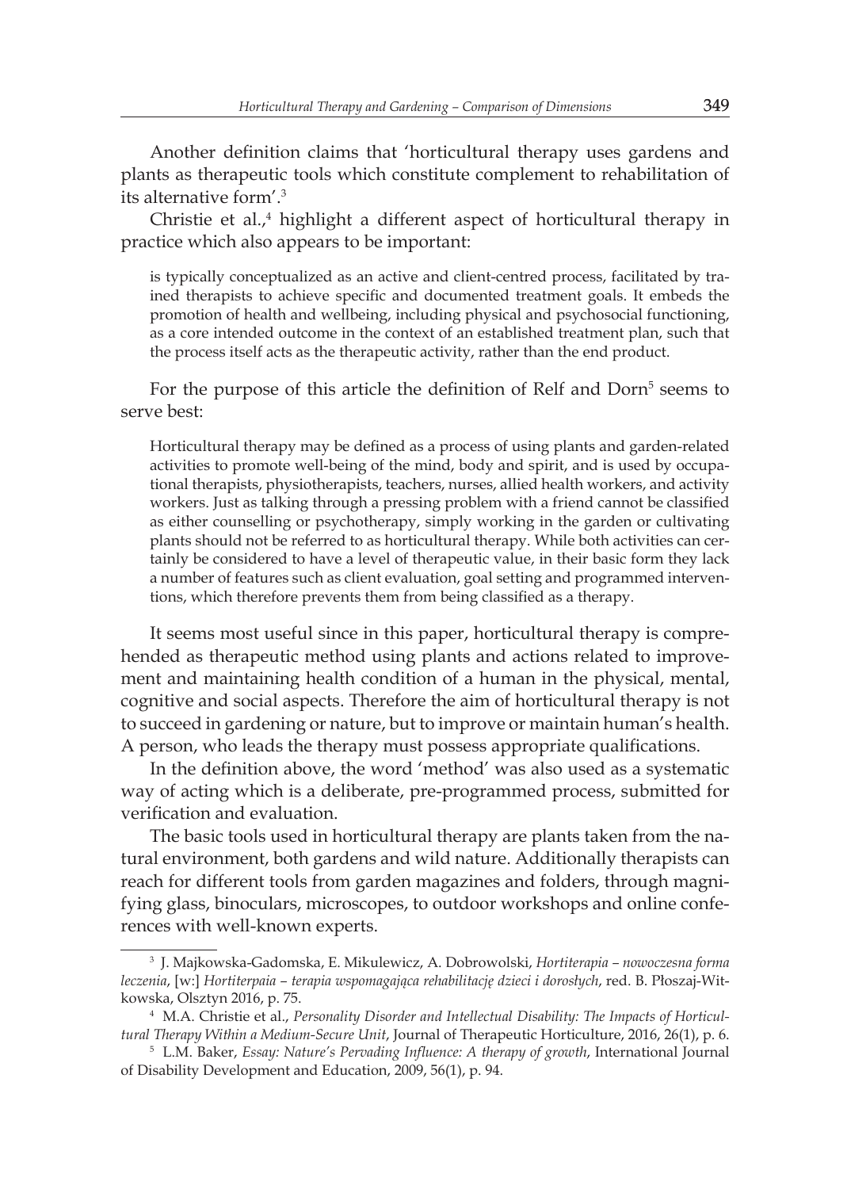Another definition claims that 'horticultural therapy uses gardens and plants as therapeutic tools which constitute complement to rehabilitation of its alternative form'.[3]

Christie et al.,[4] highlight a different aspect of horticultural therapy in practice which also appears to be important:

> is typically conceptualized as an active and client-centred process, facilitated by trained therapists to achieve specific and documented treatment goals. It embeds the promotion of health and wellbeing, including physical and psychosocial functioning, as a core intended outcome in the context of an established treatment plan, such that the process itself acts as the therapeutic activity, rather than the end product.

For the purpose of this article the definition of Relf and Dorn[5] seems to serve best:

> Horticultural therapy may be defined as a process of using plants and garden-related activities to promote well-being of the mind, body and spirit, and is used by occupational therapists, physiotherapists, teachers, nurses, allied health workers, and activity workers. Just as talking through a pressing problem with a friend cannot be classified as either counselling or psychotherapy, simply working in the garden or cultivating plants should not be referred to as horticultural therapy. While both activities can certainly be considered to have a level of therapeutic value, in their basic form they lack a number of features such as client evaluation, goal setting and programmed interventions, which therefore prevents them from being classified as a therapy.

It seems most useful since in this paper, horticultural therapy is comprehended as therapeutic method using plants and actions related to improvement and maintaining health condition of a human in the physical, mental, cognitive and social aspects. Therefore the aim of horticultural therapy is not to succeed in gardening or nature, but to improve or maintain human's health. A person, who leads the therapy must possess appropriate qualifications.

In the definition above, the word 'method' was also used as a systematic way of acting which is a deliberate, pre-programmed process, submitted for verification and evaluation.

The basic tools used in horticultural therapy are plants taken from the natural environment, both gardens and wild nature. Additionally therapists can reach for different tools from garden magazines and folders, through magnifying glass, binoculars, microscopes, to outdoor workshops and online conferences with well-known experts.

---

[3] J. Majkowska-Gadomska, E. Mikulewicz, A. Dobrowolski, *Hortiterapia – nowoczesna forma leczenia*, [w:] *Hortiterpaia – terapia wspomagająca rehabilitację dzieci i dorosłych*, red. B. Płoszaj-Witkowska, Olsztyn 2016, p. 75.

[4] M.A. Christie et al., *Personality Disorder and Intellectual Disability: The Impacts of Horticultural Therapy Within a Medium-Secure Unit*, Journal of Therapeutic Horticulture, 2016, 26(1), p. 6.

[5] L.M. Baker, *Essay: Nature's Pervading Influence: A therapy of growth*, International Journal of Disability Development and Education, 2009, 56(1), p. 94.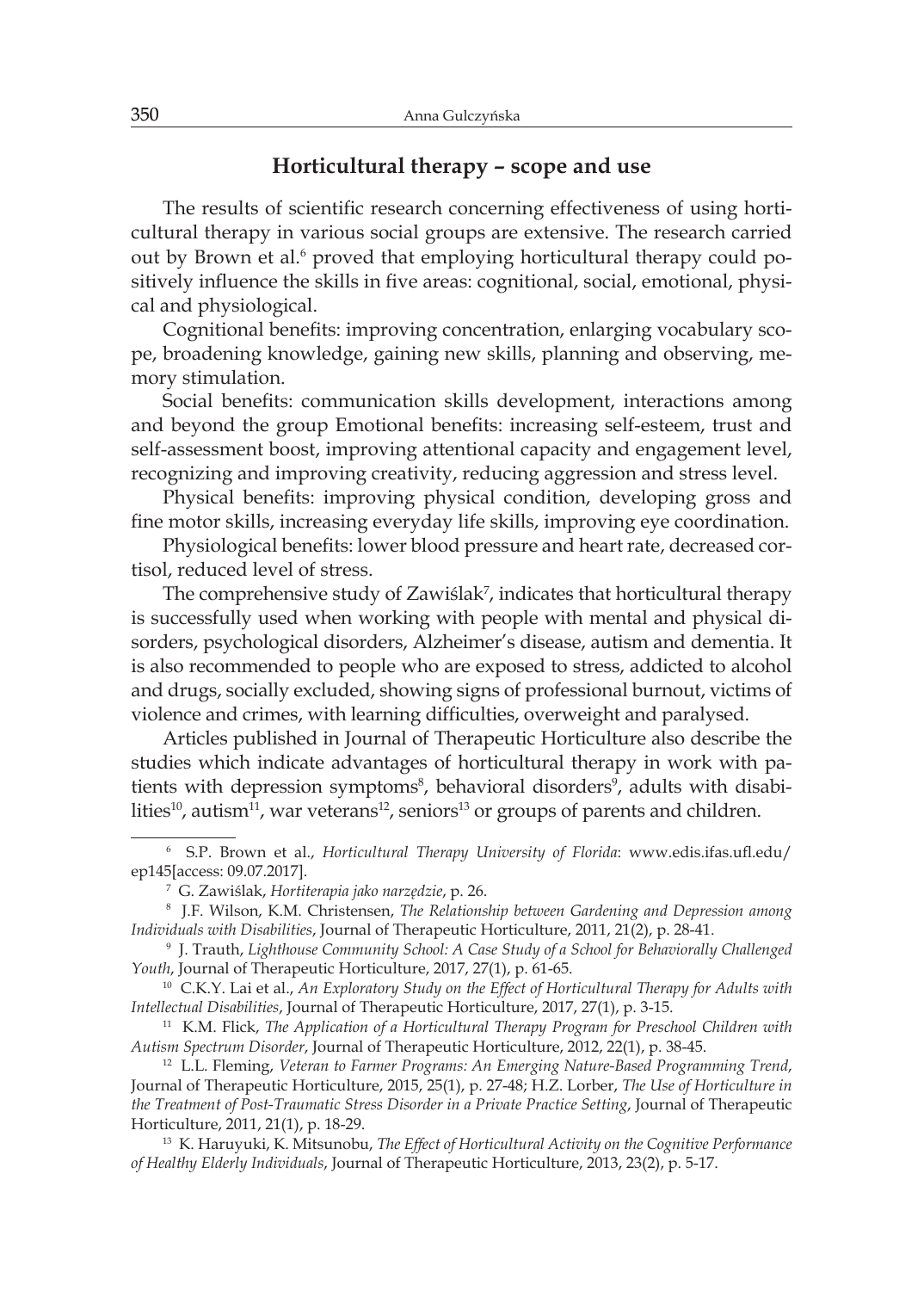## Horticultural therapy – scope and use

The results of scientific research concerning effectiveness of using horticultural therapy in various social groups are extensive. The research carried out by Brown et al.[6] proved that employing horticultural therapy could positively influence the skills in five areas: cognitional, social, emotional, physical and physiological.

Cognitional benefits: improving concentration, enlarging vocabulary scope, broadening knowledge, gaining new skills, planning and observing, memory stimulation.

Social benefits: communication skills development, interactions among and beyond the group Emotional benefits: increasing self-esteem, trust and self-assessment boost, improving attentional capacity and engagement level, recognizing and improving creativity, reducing aggression and stress level.

Physical benefits: improving physical condition, developing gross and fine motor skills, increasing everyday life skills, improving eye coordination.

Physiological benefits: lower blood pressure and heart rate, decreased cortisol, reduced level of stress.

The comprehensive study of Zawiślak[7], indicates that horticultural therapy is successfully used when working with people with mental and physical disorders, psychological disorders, Alzheimer's disease, autism and dementia. It is also recommended to people who are exposed to stress, addicted to alcohol and drugs, socially excluded, showing signs of professional burnout, victims of violence and crimes, with learning difficulties, overweight and paralysed.

Articles published in Journal of Therapeutic Horticulture also describe the studies which indicate advantages of horticultural therapy in work with patients with depression symptoms[8], behavioral disorders[9], adults with disabilities[10], autism[11], war veterans[12], seniors[13] or groups of parents and children.

---

[6] S.P. Brown et al., *Horticultural Therapy University of Florida*: www.edis.ifas.ufl.edu/ep145[access: 09.07.2017].

[7] G. Zawiślak, *Hortiterapia jako narzędzie*, p. 26.

[8] J.F. Wilson, K.M. Christensen, *The Relationship between Gardening and Depression among Individuals with Disabilities*, Journal of Therapeutic Horticulture, 2011, 21(2), p. 28-41.

[9] J. Trauth, *Lighthouse Community School: A Case Study of a School for Behaviorally Challenged Youth*, Journal of Therapeutic Horticulture, 2017, 27(1), p. 61-65.

[10] C.K.Y. Lai et al., *An Exploratory Study on the Effect of Horticultural Therapy for Adults with Intellectual Disabilities*, Journal of Therapeutic Horticulture, 2017, 27(1), p. 3-15.

[11] K.M. Flick, *The Application of a Horticultural Therapy Program for Preschool Children with Autism Spectrum Disorder*, Journal of Therapeutic Horticulture, 2012, 22(1), p. 38-45.

[12] L.L. Fleming, *Veteran to Farmer Programs: An Emerging Nature-Based Programming Trend*, Journal of Therapeutic Horticulture, 2015, 25(1), p. 27-48; H.Z. Lorber, *The Use of Horticulture in the Treatment of Post-Traumatic Stress Disorder in a Private Practice Setting*, Journal of Therapeutic Horticulture, 2011, 21(1), p. 18-29.

[13] K. Haruyuki, K. Mitsunobu, *The Effect of Horticultural Activity on the Cognitive Performance of Healthy Elderly Individuals*, Journal of Therapeutic Horticulture, 2013, 23(2), p. 5-17.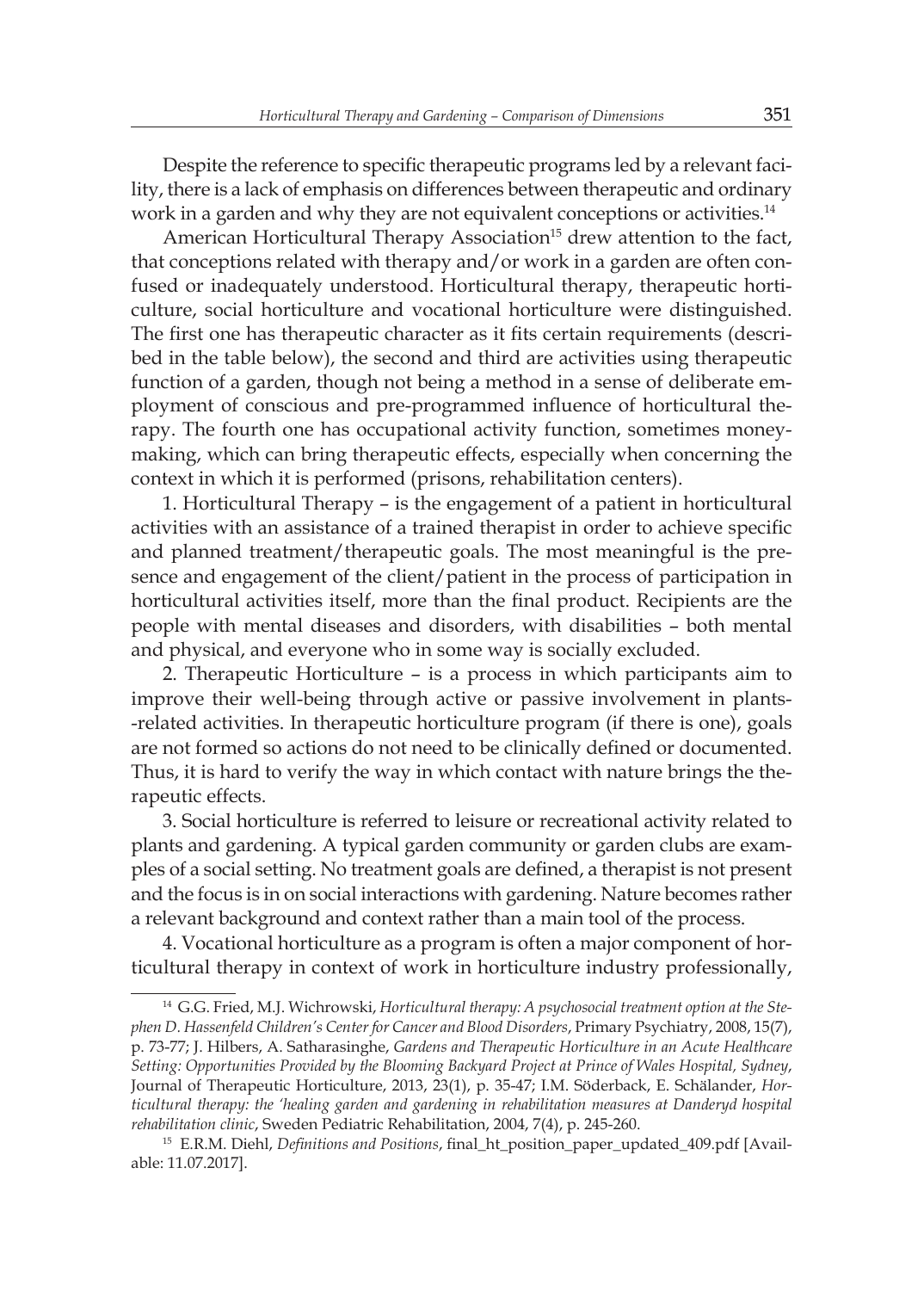Despite the reference to specific therapeutic programs led by a relevant facility, there is a lack of emphasis on differences between therapeutic and ordinary work in a garden and why they are not equivalent conceptions or activities.[14]

American Horticultural Therapy Association[15] drew attention to the fact, that conceptions related with therapy and/or work in a garden are often confused or inadequately understood. Horticultural therapy, therapeutic horticulture, social horticulture and vocational horticulture were distinguished. The first one has therapeutic character as it fits certain requirements (described in the table below), the second and third are activities using therapeutic function of a garden, though not being a method in a sense of deliberate employment of conscious and pre-programmed influence of horticultural therapy. The fourth one has occupational activity function, sometimes money-making, which can bring therapeutic effects, especially when concerning the context in which it is performed (prisons, rehabilitation centers).

1. Horticultural Therapy – is the engagement of a patient in horticultural activities with an assistance of a trained therapist in order to achieve specific and planned treatment/therapeutic goals. The most meaningful is the presence and engagement of the client/patient in the process of participation in horticultural activities itself, more than the final product. Recipients are the people with mental diseases and disorders, with disabilities – both mental and physical, and everyone who in some way is socially excluded.

2. Therapeutic Horticulture – is a process in which participants aim to improve their well-being through active or passive involvement in plants-related activities. In therapeutic horticulture program (if there is one), goals are not formed so actions do not need to be clinically defined or documented. Thus, it is hard to verify the way in which contact with nature brings the therapeutic effects.

3. Social horticulture is referred to leisure or recreational activity related to plants and gardening. A typical garden community or garden clubs are examples of a social setting. No treatment goals are defined, a therapist is not present and the focus is in on social interactions with gardening. Nature becomes rather a relevant background and context rather than a main tool of the process.

4. Vocational horticulture as a program is often a major component of horticultural therapy in context of work in horticulture industry professionally,

---

[14] G.G. Fried, M.J. Wichrowski, *Horticultural therapy: A psychosocial treatment option at the Stephen D. Hassenfeld Children's Center for Cancer and Blood Disorders*, Primary Psychiatry, 2008, 15(7), p. 73-77; J. Hilbers, A. Satharasinghe, *Gardens and Therapeutic Horticulture in an Acute Healthcare Setting: Opportunities Provided by the Blooming Backyard Project at Prince of Wales Hospital, Sydney*, Journal of Therapeutic Horticulture, 2013, 23(1), p. 35-47; I.M. Söderback, E. Schälander, *Horticultural therapy: the 'healing garden and gardening in rehabilitation measures at Danderyd hospital rehabilitation clinic*, Sweden Pediatric Rehabilitation, 2004, 7(4), p. 245-260.

[15] E.R.M. Diehl, *Definitions and Positions*, final_ht_position_paper_updated_409.pdf [Available: 11.07.2017].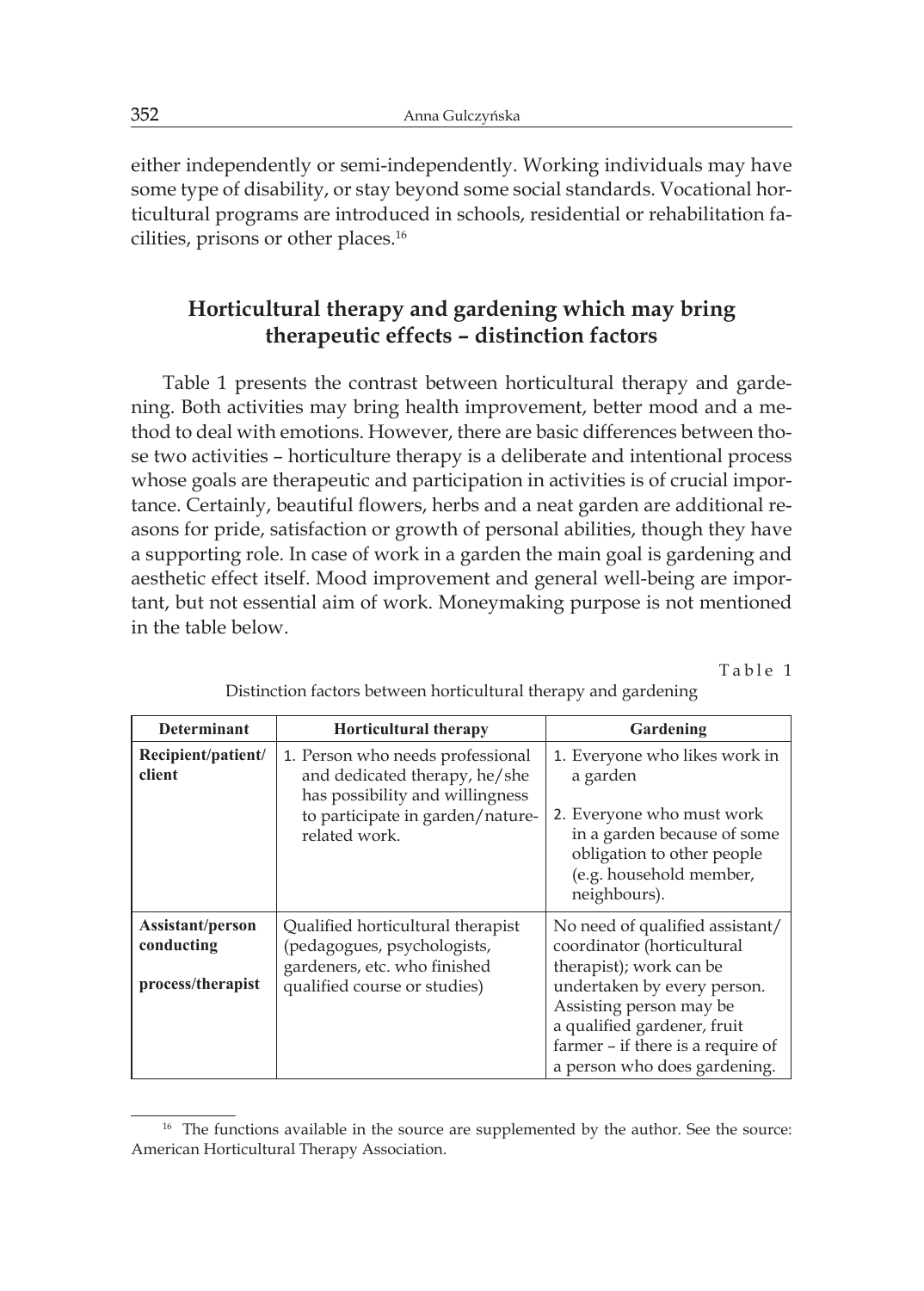either independently or semi-independently. Working individuals may have some type of disability, or stay beyond some social standards. Vocational horticultural programs are introduced in schools, residential or rehabilitation facilities, prisons or other places.[16]

## Horticultural therapy and gardening which may bring therapeutic effects – distinction factors

Table 1 presents the contrast between horticultural therapy and gardening. Both activities may bring health improvement, better mood and a method to deal with emotions. However, there are basic differences between those two activities – horticulture therapy is a deliberate and intentional process whose goals are therapeutic and participation in activities is of crucial importance. Certainly, beautiful flowers, herbs and a neat garden are additional reasons for pride, satisfaction or growth of personal abilities, though they have a supporting role. In case of work in a garden the main goal is gardening and aesthetic effect itself. Mood improvement and general well-being are important, but not essential aim of work. Moneymaking purpose is not mentioned in the table below.

Table 1

Distinction factors between horticultural therapy and gardening

| Determinant | Horticultural therapy | Gardening |
|---|---|---|
| Recipient/patient/client | 1. Person who needs professional and dedicated therapy, he/she has possibility and willingness to participate in garden/nature-related work. | 1. Everyone who likes work in a garden<br>2. Everyone who must work in a garden because of some obligation to other people (e.g. household member, neighbours). |
| Assistant/person conducting process/therapist | Qualified horticultural therapist (pedagogues, psychologists, gardeners, etc. who finished qualified course or studies) | No need of qualified assistant/coordinator (horticultural therapist); work can be undertaken by every person. Assisting person may be a qualified gardener, fruit farmer – if there is a require of a person who does gardening. |

[16] The functions available in the source are supplemented by the author. See the source: American Horticultural Therapy Association.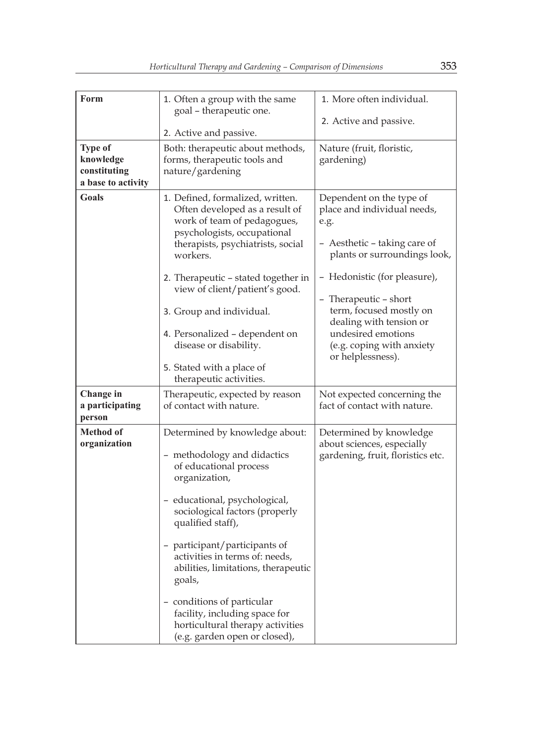| **Form** | 1. Often a group with the same goal – therapeutic one.<br><br>2. Active and passive. | 1. More often individual.<br><br>2. Active and passive. |
|---|---|---|
| **Type of knowledge constituting a base to activity** | Both: therapeutic about methods, forms, therapeutic tools and nature/gardening | Nature (fruit, floristic, gardening) |
| **Goals** | 1. Defined, formalized, written. Often developed as a result of work of team of pedagogues, psychologists, occupational therapists, psychiatrists, social workers.<br><br>2. Therapeutic – stated together in view of client/patient's good.<br><br>3. Group and individual.<br><br>4. Personalized – dependent on disease or disability.<br><br>5. Stated with a place of therapeutic activities. | Dependent on the type of place and individual needs, e.g.<br><br>– Aesthetic – taking care of plants or surroundings look,<br><br>– Hedonistic (for pleasure),<br><br>– Therapeutic – short term, focused mostly on dealing with tension or undesired emotions (e.g. coping with anxiety or helplessness). |
| **Change in a participating person** | Therapeutic, expected by reason of contact with nature. | Not expected concerning the fact of contact with nature. |
| **Method of organization** | Determined by knowledge about:<br><br>– methodology and didactics of educational process organization,<br><br>– educational, psychological, sociological factors (properly qualified staff),<br><br>– participant/participants of activities in terms of: needs, abilities, limitations, therapeutic goals,<br><br>– conditions of particular facility, including space for horticultural therapy activities (e.g. garden open or closed), | Determined by knowledge about sciences, especially gardening, fruit, floristics etc. |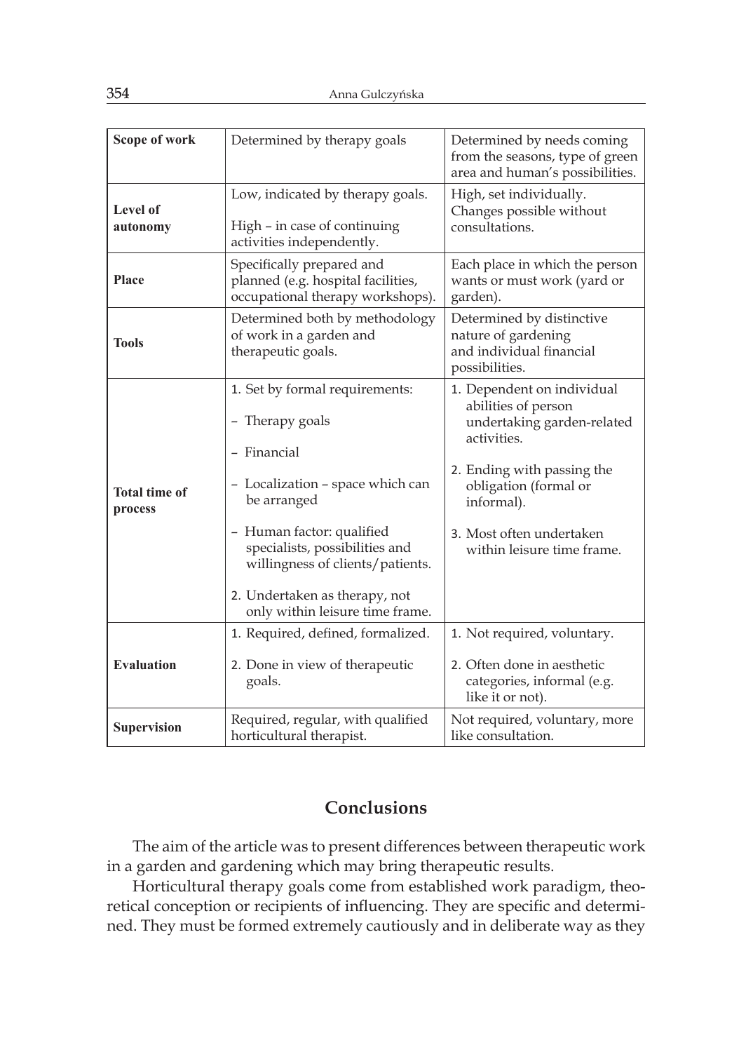| Scope of work | Determined by therapy goals | Determined by needs coming from the seasons, type of green area and human's possibilities. |
|---|---|---|
| **Level of autonomy** | Low, indicated by therapy goals.<br><br>High – in case of continuing activities independently. | High, set individually. Changes possible without consultations. |
| **Place** | Specifically prepared and planned (e.g. hospital facilities, occupational therapy workshops). | Each place in which the person wants or must work (yard or garden). |
| **Tools** | Determined both by methodology of work in a garden and therapeutic goals. | Determined by distinctive nature of gardening and individual financial possibilities. |
| **Total time of process** | 1. Set by formal requirements:<br>– Therapy goals<br>– Financial<br>– Localization – space which can be arranged<br>– Human factor: qualified specialists, possibilities and willingness of clients/patients.<br><br>2. Undertaken as therapy, not only within leisure time frame. | 1. Dependent on individual abilities of person undertaking garden-related activities.<br><br>2. Ending with passing the obligation (formal or informal).<br><br>3. Most often undertaken within leisure time frame. |
| **Evaluation** | 1. Required, defined, formalized.<br><br>2. Done in view of therapeutic goals. | 1. Not required, voluntary.<br><br>2. Often done in aesthetic categories, informal (e.g. like it or not). |
| **Supervision** | Required, regular, with qualified horticultural therapist. | Not required, voluntary, more like consultation. |

## Conclusions

The aim of the article was to present differences between therapeutic work in a garden and gardening which may bring therapeutic results.

Horticultural therapy goals come from established work paradigm, theoretical conception or recipients of influencing. They are specific and determined. They must be formed extremely cautiously and in deliberate way as they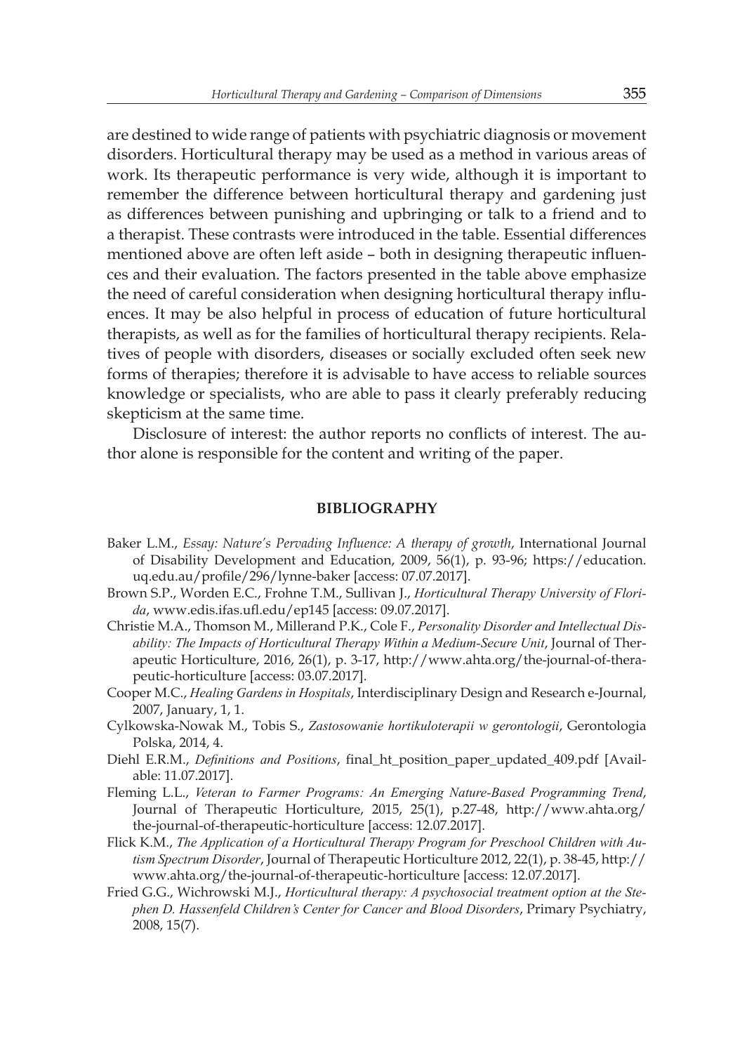are destined to wide range of patients with psychiatric diagnosis or movement disorders. Horticultural therapy may be used as a method in various areas of work. Its therapeutic performance is very wide, although it is important to remember the difference between horticultural therapy and gardening just as differences between punishing and upbringing or talk to a friend and to a therapist. These contrasts were introduced in the table. Essential differences mentioned above are often left aside – both in designing therapeutic influences and their evaluation. The factors presented in the table above emphasize the need of careful consideration when designing horticultural therapy influences. It may be also helpful in process of education of future horticultural therapists, as well as for the families of horticultural therapy recipients. Relatives of people with disorders, diseases or socially excluded often seek new forms of therapies; therefore it is advisable to have access to reliable sources knowledge or specialists, who are able to pass it clearly preferably reducing skepticism at the same time.

Disclosure of interest: the author reports no conflicts of interest. The author alone is responsible for the content and writing of the paper.

## BIBLIOGRAPHY

- Baker L.M., *Essay: Nature's Pervading Influence: A therapy of growth*, International Journal of Disability Development and Education, 2009, 56(1), p. 93-96; https://education.uq.edu.au/profile/296/lynne-baker [access: 07.07.2017].
- Brown S.P., Worden E.C., Frohne T.M., Sullivan J., *Horticultural Therapy University of Florida*, www.edis.ifas.ufl.edu/ep145 [access: 09.07.2017].
- Christie M.A., Thomson M., Millerand P.K., Cole F., *Personality Disorder and Intellectual Disability: The Impacts of Horticultural Therapy Within a Medium-Secure Unit*, Journal of Therapeutic Horticulture, 2016, 26(1), p. 3-17, http://www.ahta.org/the-journal-of-therapeutic-horticulture [access: 03.07.2017].
- Cooper M.C., *Healing Gardens in Hospitals*, Interdisciplinary Design and Research e-Journal, 2007, January, 1, 1.
- Cylkowska-Nowak M., Tobis S., *Zastosowanie hortikuloterapii w gerontologii*, Gerontologia Polska, 2014, 4.
- Diehl E.R.M., *Definitions and Positions*, final_ht_position_paper_updated_409.pdf [Available: 11.07.2017].
- Fleming L.L., *Veteran to Farmer Programs: An Emerging Nature-Based Programming Trend*, Journal of Therapeutic Horticulture, 2015, 25(1), p.27-48, http://www.ahta.org/the-journal-of-therapeutic-horticulture [access: 12.07.2017].
- Flick K.M., *The Application of a Horticultural Therapy Program for Preschool Children with Autism Spectrum Disorder*, Journal of Therapeutic Horticulture 2012, 22(1), p. 38-45, http://www.ahta.org/the-journal-of-therapeutic-horticulture [access: 12.07.2017].
- Fried G.G., Wichrowski M.J., *Horticultural therapy: A psychosocial treatment option at the Stephen D. Hassenfeld Children's Center for Cancer and Blood Disorders*, Primary Psychiatry, 2008, 15(7).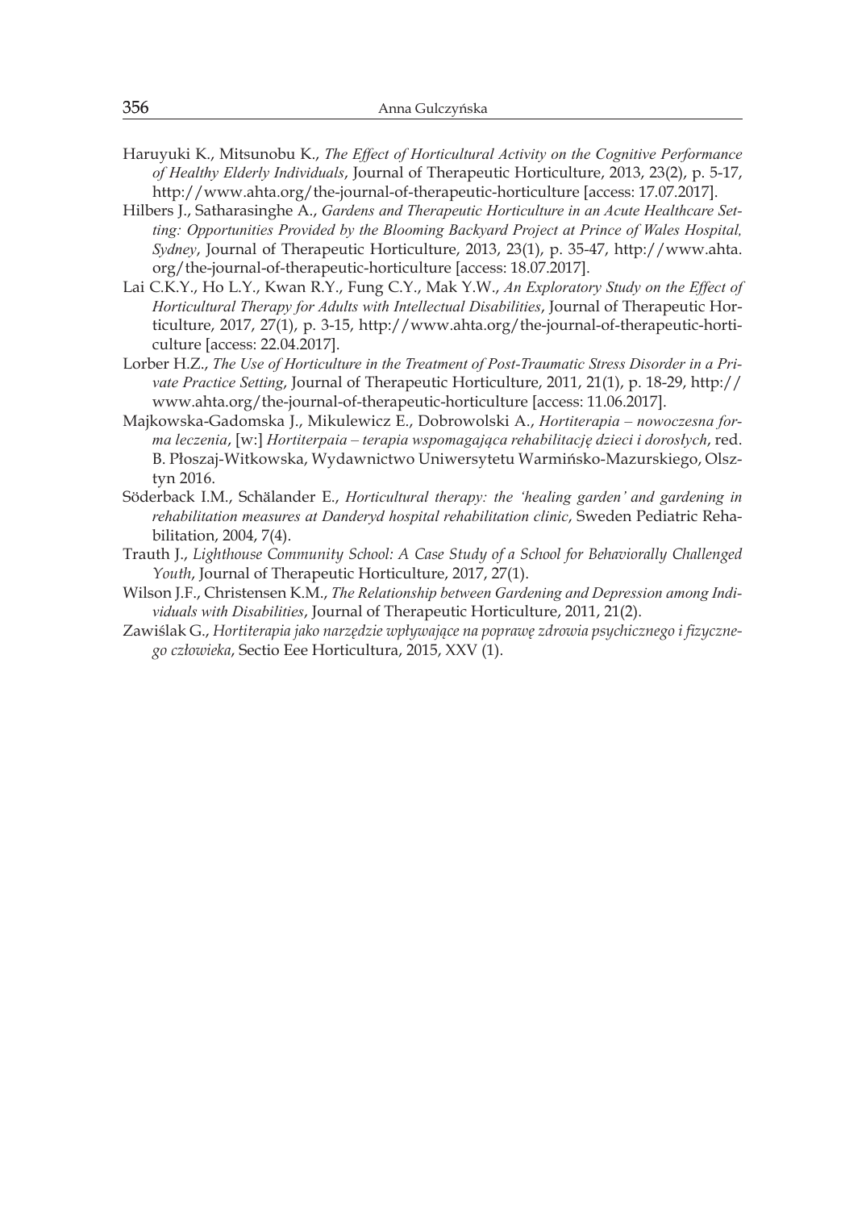Haruyuki K., Mitsunobu K., *The Effect of Horticultural Activity on the Cognitive Performance of Healthy Elderly Individuals*, Journal of Therapeutic Horticulture, 2013, 23(2), p. 5-17, http://www.ahta.org/the-journal-of-therapeutic-horticulture [access: 17.07.2017].

Hilbers J., Satharasinghe A., *Gardens and Therapeutic Horticulture in an Acute Healthcare Setting: Opportunities Provided by the Blooming Backyard Project at Prince of Wales Hospital, Sydney*, Journal of Therapeutic Horticulture, 2013, 23(1), p. 35-47, http://www.ahta.org/the-journal-of-therapeutic-horticulture [access: 18.07.2017].

Lai C.K.Y., Ho L.Y., Kwan R.Y., Fung C.Y., Mak Y.W., *An Exploratory Study on the Effect of Horticultural Therapy for Adults with Intellectual Disabilities*, Journal of Therapeutic Horticulture, 2017, 27(1), p. 3-15, http://www.ahta.org/the-journal-of-therapeutic-horticulture [access: 22.04.2017].

Lorber H.Z., *The Use of Horticulture in the Treatment of Post-Traumatic Stress Disorder in a Private Practice Setting*, Journal of Therapeutic Horticulture, 2011, 21(1), p. 18-29, http://www.ahta.org/the-journal-of-therapeutic-horticulture [access: 11.06.2017].

Majkowska-Gadomska J., Mikulewicz E., Dobrowolski A., *Hortiterapia – nowoczesna forma leczenia*, [w:] *Hortiterpaia – terapia wspomagająca rehabilitację dzieci i dorosłych*, red. B. Płoszaj-Witkowska, Wydawnictwo Uniwersytetu Warmińsko-Mazurskiego, Olsztyn 2016.

Söderback I.M., Schälander E., *Horticultural therapy: the 'healing garden' and gardening in rehabilitation measures at Danderyd hospital rehabilitation clinic*, Sweden Pediatric Rehabilitation, 2004, 7(4).

Trauth J., *Lighthouse Community School: A Case Study of a School for Behaviorally Challenged Youth*, Journal of Therapeutic Horticulture, 2017, 27(1).

Wilson J.F., Christensen K.M., *The Relationship between Gardening and Depression among Individuals with Disabilities*, Journal of Therapeutic Horticulture, 2011, 21(2).

Zawiślak G., *Hortiterapia jako narzędzie wpływające na poprawę zdrowia psychicznego i fizycznego człowieka*, Sectio Eee Horticultura, 2015, XXV (1).